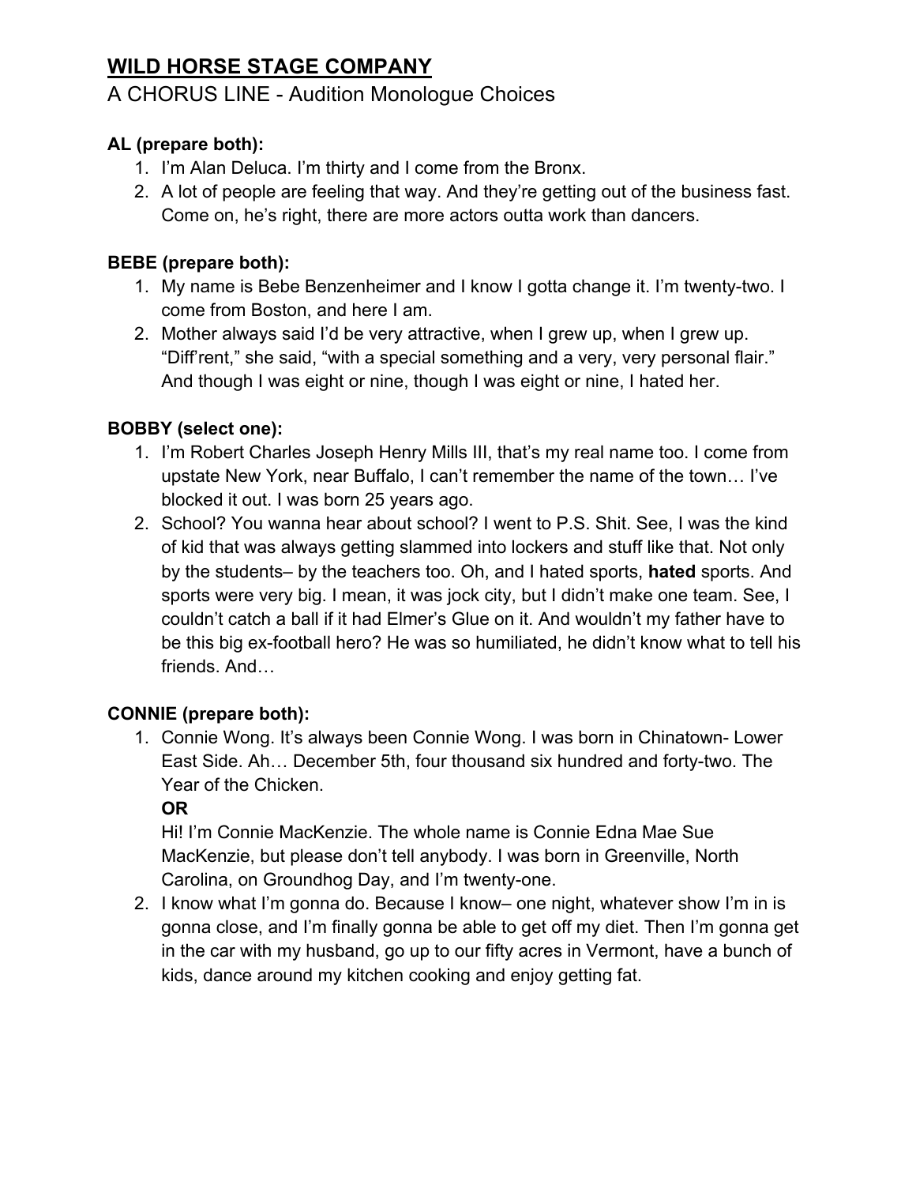# WILD HORSE STAGE COMPANY

## A CHORUS LINE - Audition Monologue Choices

### AL (prepare both):

1. I'm Alan Deluca. I'm thirty and I come from the Bronx.
2. A lot of people are feeling that way. And they're getting out of the business fast. Come on, he's right, there are more actors outta work than dancers.

### BEBE (prepare both):

1. My name is Bebe Benzenheimer and I know I gotta change it. I'm twenty-two. I come from Boston, and here I am.
2. Mother always said I'd be very attractive, when I grew up, when I grew up. "Diff'rent," she said, "with a special something and a very, very personal flair." And though I was eight or nine, though I was eight or nine, I hated her.

### BOBBY (select one):

1. I'm Robert Charles Joseph Henry Mills III, that's my real name too. I come from upstate New York, near Buffalo, I can't remember the name of the town… I've blocked it out. I was born 25 years ago.
2. School? You wanna hear about school? I went to P.S. Shit. See, I was the kind of kid that was always getting slammed into lockers and stuff like that. Not only by the students– by the teachers too. Oh, and I hated sports, **hated** sports. And sports were very big. I mean, it was jock city, but I didn't make one team. See, I couldn't catch a ball if it had Elmer's Glue on it. And wouldn't my father have to be this big ex-football hero? He was so humiliated, he didn't know what to tell his friends. And…

### CONNIE (prepare both):

1. Connie Wong. It's always been Connie Wong. I was born in Chinatown- Lower East Side. Ah… December 5th, four thousand six hundred and forty-two. The Year of the Chicken.

   **OR**

   Hi! I'm Connie MacKenzie. The whole name is Connie Edna Mae Sue MacKenzie, but please don't tell anybody. I was born in Greenville, North Carolina, on Groundhog Day, and I'm twenty-one.
2. I know what I'm gonna do. Because I know– one night, whatever show I'm in is gonna close, and I'm finally gonna be able to get off my diet. Then I'm gonna get in the car with my husband, go up to our fifty acres in Vermont, have a bunch of kids, dance around my kitchen cooking and enjoy getting fat.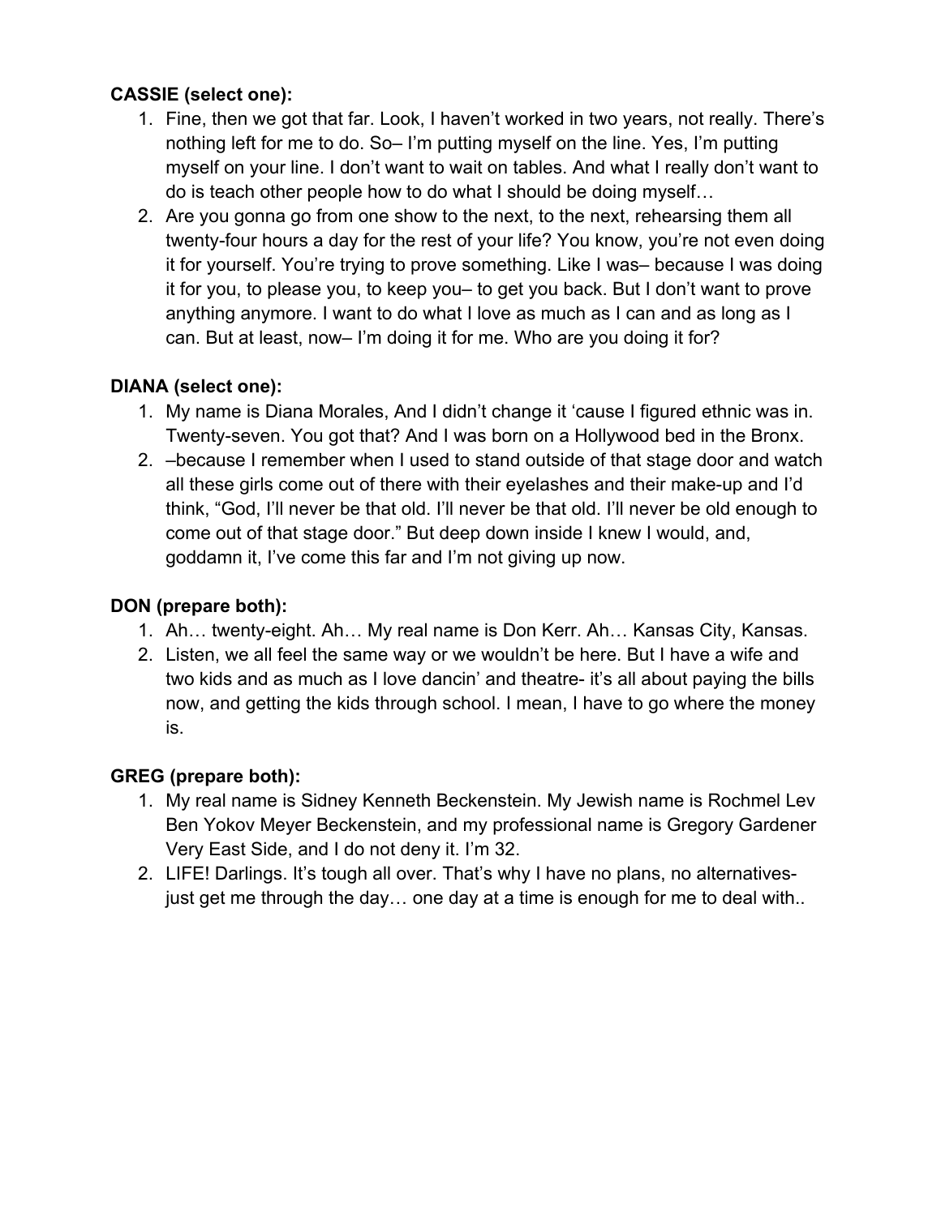**CASSIE (select one):**

1. Fine, then we got that far. Look, I haven't worked in two years, not really. There's nothing left for me to do. So– I'm putting myself on the line. Yes, I'm putting myself on your line. I don't want to wait on tables. And what I really don't want to do is teach other people how to do what I should be doing myself…
2. Are you gonna go from one show to the next, to the next, rehearsing them all twenty-four hours a day for the rest of your life? You know, you're not even doing it for yourself. You're trying to prove something. Like I was– because I was doing it for you, to please you, to keep you– to get you back. But I don't want to prove anything anymore. I want to do what I love as much as I can and as long as I can. But at least, now– I'm doing it for me. Who are you doing it for?

**DIANA (select one):**

1. My name is Diana Morales, And I didn't change it 'cause I figured ethnic was in. Twenty-seven. You got that? And I was born on a Hollywood bed in the Bronx.
2. –because I remember when I used to stand outside of that stage door and watch all these girls come out of there with their eyelashes and their make-up and I'd think, "God, I'll never be that old. I'll never be that old. I'll never be old enough to come out of that stage door." But deep down inside I knew I would, and, goddamn it, I've come this far and I'm not giving up now.

**DON (prepare both):**

1. Ah… twenty-eight. Ah… My real name is Don Kerr. Ah… Kansas City, Kansas.
2. Listen, we all feel the same way or we wouldn't be here. But I have a wife and two kids and as much as I love dancin' and theatre- it's all about paying the bills now, and getting the kids through school. I mean, I have to go where the money is.

**GREG (prepare both):**

1. My real name is Sidney Kenneth Beckenstein. My Jewish name is Rochmel Lev Ben Yokov Meyer Beckenstein, and my professional name is Gregory Gardener Very East Side, and I do not deny it. I'm 32.
2. LIFE! Darlings. It's tough all over. That's why I have no plans, no alternatives- just get me through the day… one day at a time is enough for me to deal with..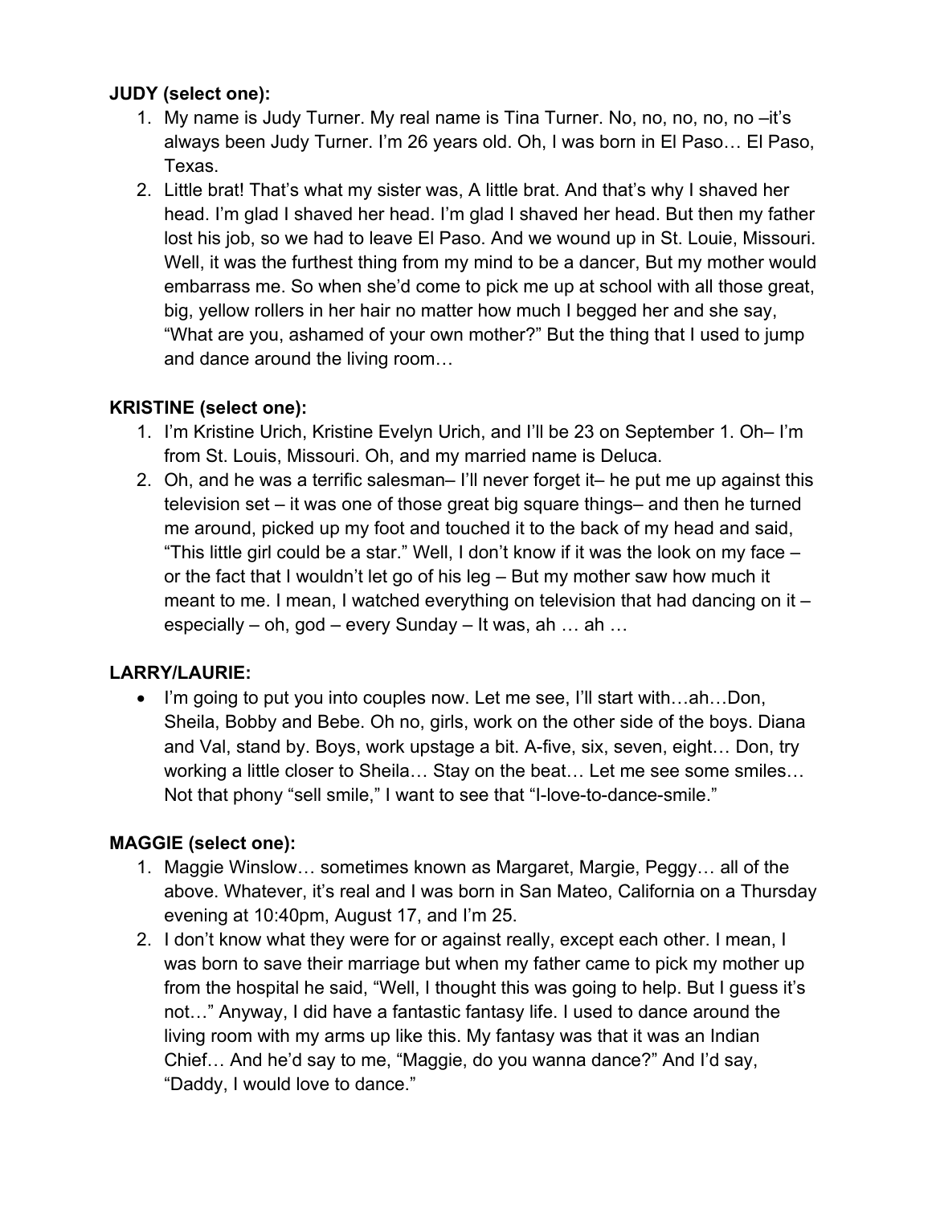**JUDY (select one):**

1. My name is Judy Turner. My real name is Tina Turner. No, no, no, no, no –it's always been Judy Turner. I'm 26 years old. Oh, I was born in El Paso… El Paso, Texas.
2. Little brat! That's what my sister was, A little brat. And that's why I shaved her head. I'm glad I shaved her head. I'm glad I shaved her head. But then my father lost his job, so we had to leave El Paso. And we wound up in St. Louie, Missouri. Well, it was the furthest thing from my mind to be a dancer, But my mother would embarrass me. So when she'd come to pick me up at school with all those great, big, yellow rollers in her hair no matter how much I begged her and she say, "What are you, ashamed of your own mother?" But the thing that I used to jump and dance around the living room…

**KRISTINE (select one):**

1. I'm Kristine Urich, Kristine Evelyn Urich, and I'll be 23 on September 1. Oh– I'm from St. Louis, Missouri. Oh, and my married name is Deluca.
2. Oh, and he was a terrific salesman– I'll never forget it– he put me up against this television set – it was one of those great big square things– and then he turned me around, picked up my foot and touched it to the back of my head and said, "This little girl could be a star." Well, I don't know if it was the look on my face – or the fact that I wouldn't let go of his leg – But my mother saw how much it meant to me. I mean, I watched everything on television that had dancing on it – especially – oh, god – every Sunday – It was, ah … ah …

**LARRY/LAURIE:**

- I'm going to put you into couples now. Let me see, I'll start with…ah…Don, Sheila, Bobby and Bebe. Oh no, girls, work on the other side of the boys. Diana and Val, stand by. Boys, work upstage a bit. A-five, six, seven, eight… Don, try working a little closer to Sheila… Stay on the beat… Let me see some smiles… Not that phony "sell smile," I want to see that "I-love-to-dance-smile."

**MAGGIE (select one):**

1. Maggie Winslow… sometimes known as Margaret, Margie, Peggy… all of the above. Whatever, it's real and I was born in San Mateo, California on a Thursday evening at 10:40pm, August 17, and I'm 25.
2. I don't know what they were for or against really, except each other. I mean, I was born to save their marriage but when my father came to pick my mother up from the hospital he said, "Well, I thought this was going to help. But I guess it's not…" Anyway, I did have a fantastic fantasy life. I used to dance around the living room with my arms up like this. My fantasy was that it was an Indian Chief… And he'd say to me, "Maggie, do you wanna dance?" And I'd say, "Daddy, I would love to dance."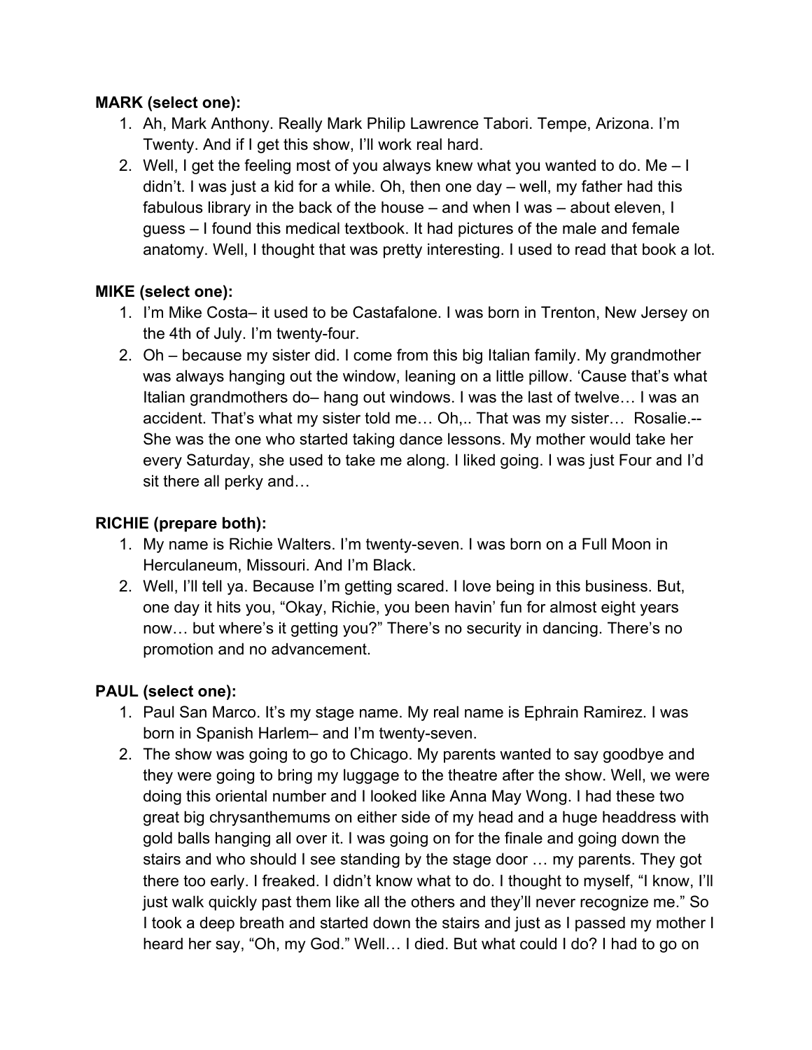**MARK (select one):**

1. Ah, Mark Anthony. Really Mark Philip Lawrence Tabori. Tempe, Arizona. I'm Twenty. And if I get this show, I'll work real hard.
2. Well, I get the feeling most of you always knew what you wanted to do. Me – I didn't. I was just a kid for a while. Oh, then one day – well, my father had this fabulous library in the back of the house – and when I was – about eleven, I guess – I found this medical textbook. It had pictures of the male and female anatomy. Well, I thought that was pretty interesting. I used to read that book a lot.

**MIKE (select one):**

1. I'm Mike Costa– it used to be Castafalone. I was born in Trenton, New Jersey on the 4th of July. I'm twenty-four.
2. Oh – because my sister did. I come from this big Italian family. My grandmother was always hanging out the window, leaning on a little pillow. 'Cause that's what Italian grandmothers do– hang out windows. I was the last of twelve… I was an accident. That's what my sister told me… Oh,.. That was my sister… Rosalie.-- She was the one who started taking dance lessons. My mother would take her every Saturday, she used to take me along. I liked going. I was just Four and I'd sit there all perky and…

**RICHIE (prepare both):**

1. My name is Richie Walters. I'm twenty-seven. I was born on a Full Moon in Herculaneum, Missouri. And I'm Black.
2. Well, I'll tell ya. Because I'm getting scared. I love being in this business. But, one day it hits you, "Okay, Richie, you been havin' fun for almost eight years now… but where's it getting you?" There's no security in dancing. There's no promotion and no advancement.

**PAUL (select one):**

1. Paul San Marco. It's my stage name. My real name is Ephrain Ramirez. I was born in Spanish Harlem– and I'm twenty-seven.
2. The show was going to go to Chicago. My parents wanted to say goodbye and they were going to bring my luggage to the theatre after the show. Well, we were doing this oriental number and I looked like Anna May Wong. I had these two great big chrysanthemums on either side of my head and a huge headdress with gold balls hanging all over it. I was going on for the finale and going down the stairs and who should I see standing by the stage door … my parents. They got there too early. I freaked. I didn't know what to do. I thought to myself, "I know, I'll just walk quickly past them like all the others and they'll never recognize me." So I took a deep breath and started down the stairs and just as I passed my mother I heard her say, "Oh, my God." Well… I died. But what could I do? I had to go on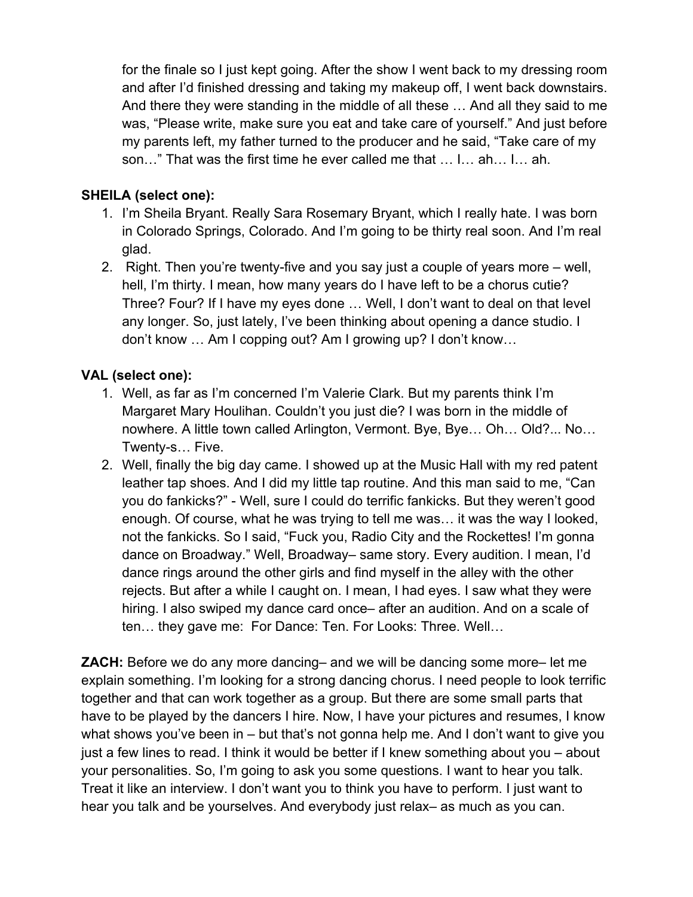for the finale so I just kept going. After the show I went back to my dressing room and after I'd finished dressing and taking my makeup off, I went back downstairs. And there they were standing in the middle of all these … And all they said to me was, "Please write, make sure you eat and take care of yourself." And just before my parents left, my father turned to the producer and he said, "Take care of my son…" That was the first time he ever called me that … I… ah… I… ah.

**SHEILA (select one):**

1. I'm Sheila Bryant. Really Sara Rosemary Bryant, which I really hate. I was born in Colorado Springs, Colorado. And I'm going to be thirty real soon. And I'm real glad.
2. Right. Then you're twenty-five and you say just a couple of years more – well, hell, I'm thirty. I mean, how many years do I have left to be a chorus cutie? Three? Four? If I have my eyes done … Well, I don't want to deal on that level any longer. So, just lately, I've been thinking about opening a dance studio. I don't know … Am I copping out? Am I growing up? I don't know…

**VAL (select one):**

1. Well, as far as I'm concerned I'm Valerie Clark. But my parents think I'm Margaret Mary Houlihan. Couldn't you just die? I was born in the middle of nowhere. A little town called Arlington, Vermont. Bye, Bye… Oh… Old?... No… Twenty-s… Five.
2. Well, finally the big day came. I showed up at the Music Hall with my red patent leather tap shoes. And I did my little tap routine. And this man said to me, "Can you do fankicks?" - Well, sure I could do terrific fankicks. But they weren't good enough. Of course, what he was trying to tell me was… it was the way I looked, not the fankicks. So I said, "Fuck you, Radio City and the Rockettes! I'm gonna dance on Broadway." Well, Broadway– same story. Every audition. I mean, I'd dance rings around the other girls and find myself in the alley with the other rejects. But after a while I caught on. I mean, I had eyes. I saw what they were hiring. I also swiped my dance card once– after an audition. And on a scale of ten… they gave me: For Dance: Ten. For Looks: Three. Well…

**ZACH:** Before we do any more dancing– and we will be dancing some more– let me explain something. I'm looking for a strong dancing chorus. I need people to look terrific together and that can work together as a group. But there are some small parts that have to be played by the dancers I hire. Now, I have your pictures and resumes, I know what shows you've been in – but that's not gonna help me. And I don't want to give you just a few lines to read. I think it would be better if I knew something about you – about your personalities. So, I'm going to ask you some questions. I want to hear you talk. Treat it like an interview. I don't want you to think you have to perform. I just want to hear you talk and be yourselves. And everybody just relax– as much as you can.